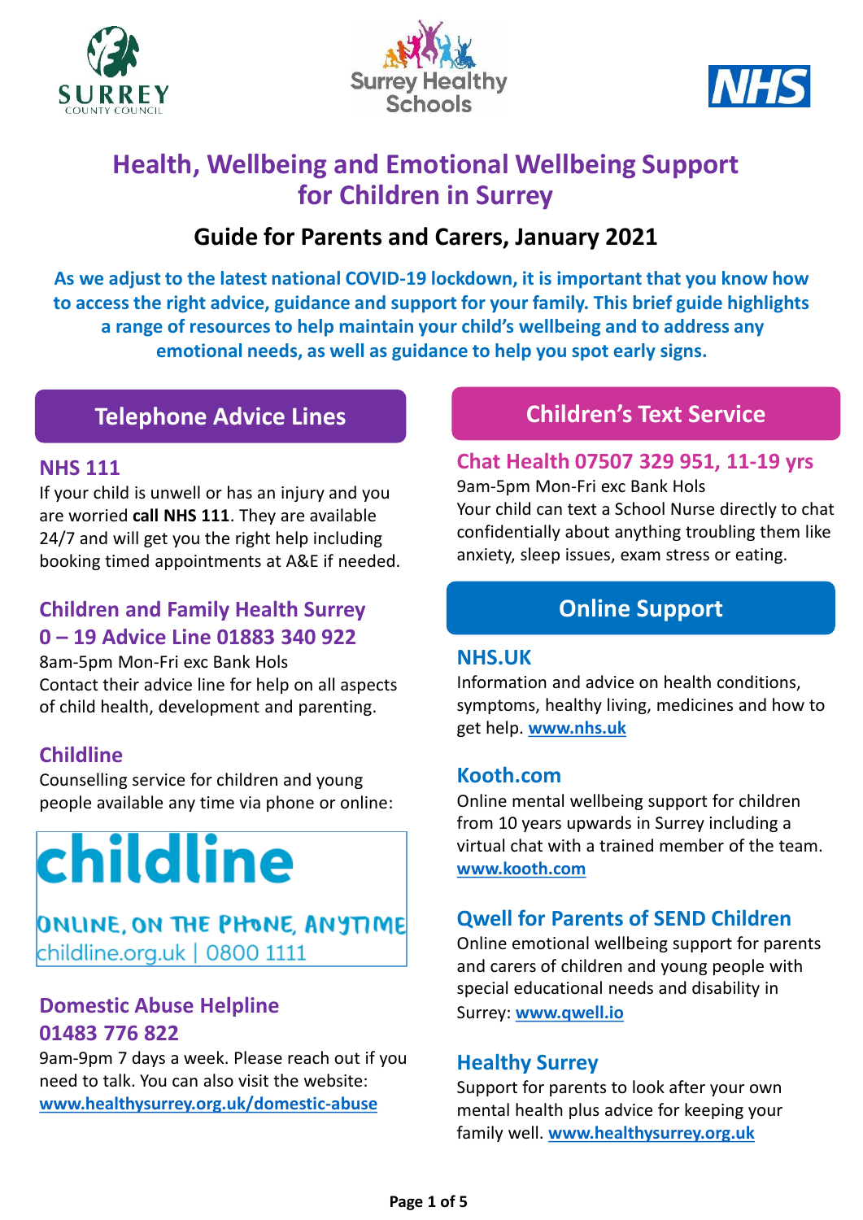# Health, Wellbeing and Emotional Wellbeing Support for Children in Surrey

## Guide for Parents and Carers, January 2021

**As we adjust to the latest national COVID-19 lockdown, it is important that you know how to access the right advice, guidance and support for your family. This brief guide highlights a range of resources to help maintain your child's wellbeing and to address any emotional needs, as well as guidance to help you spot early signs.**

## Telephone Advice Lines

### NHS 111

If your child is unwell or has an injury and you are worried **call NHS 111**. They are available 24/7 and will get you the right help including booking timed appointments at A&E if needed.

### Children and Family Health Surrey 0 – 19 Advice Line 01883 340 922

8am-5pm Mon-Fri exc Bank Hols

Contact their advice line for help on all aspects of child health, development and parenting.

### Childline

Counselling service for children and young people available any time via phone or online:

childline

ONLINE, ON THE PHONE, ANYTIME

childline.org.uk | 0800 1111

### Domestic Abuse Helpline 01483 776 822

9am-9pm 7 days a week. Please reach out if you need to talk. You can also visit the website: www.healthysurrey.org.uk/domestic-abuse

## Children's Text Service

### Chat Health 07507 329 951, 11-19 yrs

9am-5pm Mon-Fri exc Bank Hols

Your child can text a School Nurse directly to chat confidentially about anything troubling them like anxiety, sleep issues, exam stress or eating.

## Online Support

### NHS.UK

Information and advice on health conditions, symptoms, healthy living, medicines and how to get help. www.nhs.uk

### Kooth.com

Online mental wellbeing support for children from 10 years upwards in Surrey including a virtual chat with a trained member of the team. www.kooth.com

### Qwell for Parents of SEND Children

Online emotional wellbeing support for parents and carers of children and young people with special educational needs and disability in Surrey: www.qwell.io

### Healthy Surrey

Support for parents to look after your own mental health plus advice for keeping your family well. www.healthysurrey.org.uk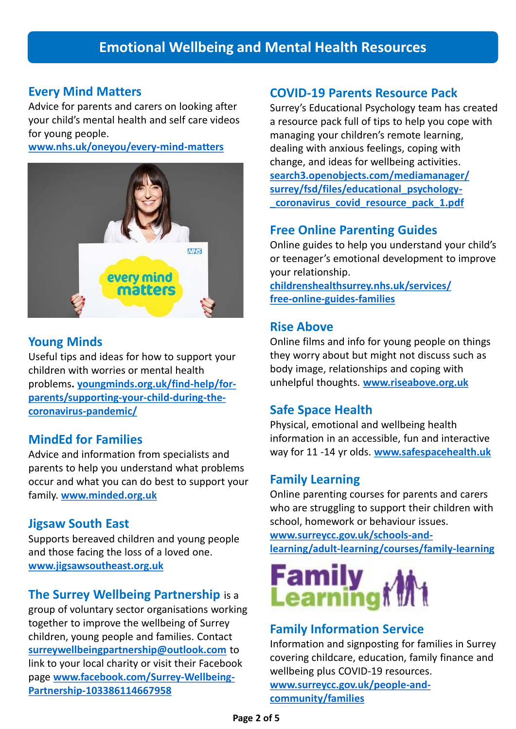# Emotional Wellbeing and Mental Health Resources

## Every Mind Matters

Advice for parents and carers on looking after your child's mental health and self care videos for young people.
www.nhs.uk/oneyou/every-mind-matters

## Young Minds

Useful tips and ideas for how to support your children with worries or mental health problems. youngminds.org.uk/find-help/for-parents/supporting-your-child-during-the-coronavirus-pandemic/

## MindEd for Families

Advice and information from specialists and parents to help you understand what problems occur and what you can do best to support your family. www.minded.org.uk

## Jigsaw South East

Supports bereaved children and young people and those facing the loss of a loved one.
www.jigsawsoutheast.org.uk

## The Surrey Wellbeing Partnership

**The Surrey Wellbeing Partnership** is a group of voluntary sector organisations working together to improve the wellbeing of Surrey children, young people and families. Contact surreywellbeingpartnership@outlook.com to link to your local charity or visit their Facebook page www.facebook.com/Surrey-Wellbeing-Partnership-103386114667958

## COVID-19 Parents Resource Pack

Surrey's Educational Psychology team has created a resource pack full of tips to help you cope with managing your children's remote learning, dealing with anxious feelings, coping with change, and ideas for wellbeing activities.
search3.openobjects.com/mediamanager/surrey/fsd/files/educational_psychology-_coronavirus_covid_resource_pack_1.pdf

## Free Online Parenting Guides

Online guides to help you understand your child's or teenager's emotional development to improve your relationship.
childrenshealthsurrey.nhs.uk/services/free-online-guides-families

## Rise Above

Online films and info for young people on things they worry about but might not discuss such as body image, relationships and coping with unhelpful thoughts. www.riseabove.org.uk

## Safe Space Health

Physical, emotional and wellbeing health information in an accessible, fun and interactive way for 11 -14 yr olds. www.safespacehealth.uk

## Family Learning

Online parenting courses for parents and carers who are struggling to support their children with school, homework or behaviour issues.
www.surreycc.gov.uk/schools-and-learning/adult-learning/courses/family-learning

## Family Information Service

Information and signposting for families in Surrey covering childcare, education, family finance and wellbeing plus COVID-19 resources.
www.surreycc.gov.uk/people-and-community/families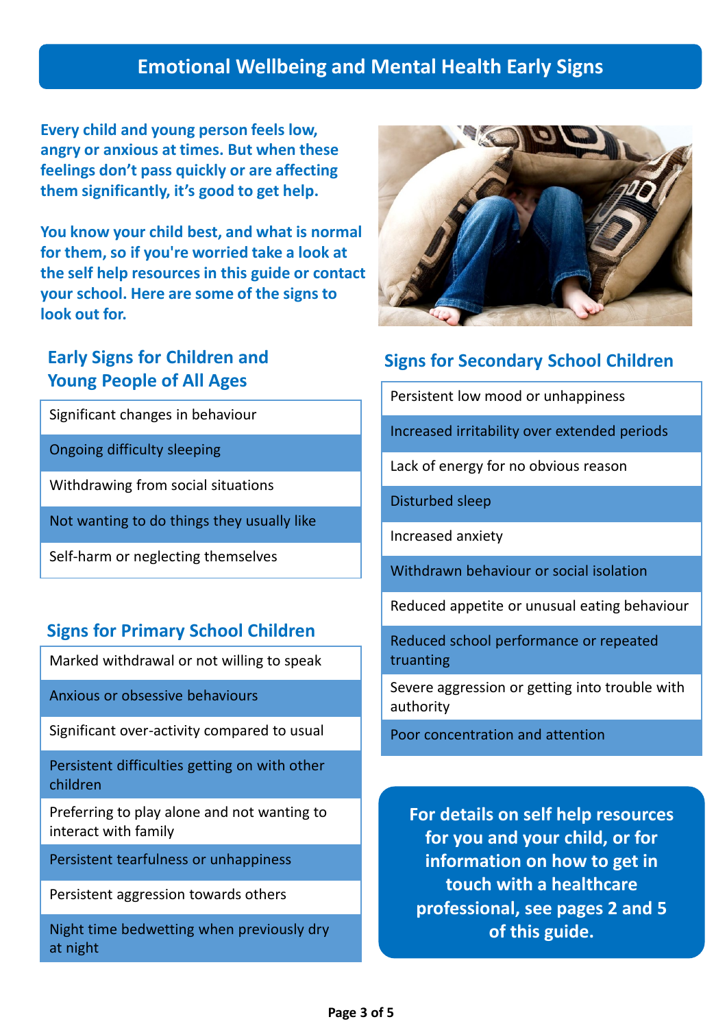# Emotional Wellbeing and Mental Health Early Signs

**Every child and young person feels low, angry or anxious at times. But when these feelings don't pass quickly or are affecting them significantly, it's good to get help.**

**You know your child best, and what is normal for them, so if you're worried take a look at the self help resources in this guide or contact your school. Here are some of the signs to look out for.**

## Early Signs for Children and Young People of All Ages

- Significant changes in behaviour
- Ongoing difficulty sleeping
- Withdrawing from social situations
- Not wanting to do things they usually like
- Self-harm or neglecting themselves

## Signs for Primary School Children

- Marked withdrawal or not willing to speak
- Anxious or obsessive behaviours
- Significant over-activity compared to usual
- Persistent difficulties getting on with other children
- Preferring to play alone and not wanting to interact with family
- Persistent tearfulness or unhappiness
- Persistent aggression towards others
- Night time bedwetting when previously dry at night

## Signs for Secondary School Children

- Persistent low mood or unhappiness
- Increased irritability over extended periods
- Lack of energy for no obvious reason
- Disturbed sleep
- Increased anxiety
- Withdrawn behaviour or social isolation
- Reduced appetite or unusual eating behaviour
- Reduced school performance or repeated truanting
- Severe aggression or getting into trouble with authority
- Poor concentration and attention

**For details on self help resources for you and your child, or for information on how to get in touch with a healthcare professional, see pages 2 and 5 of this guide.**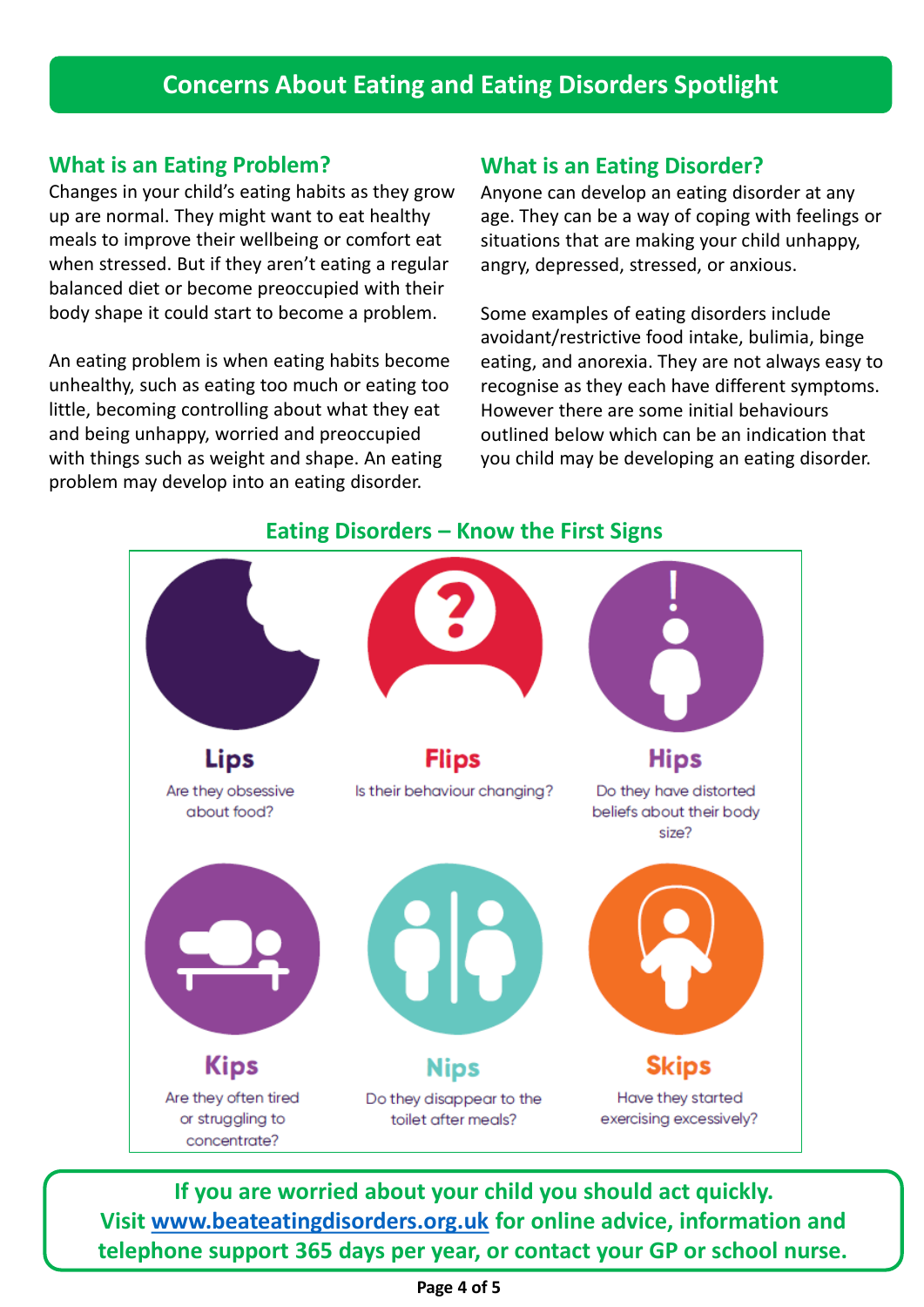# Concerns About Eating and Eating Disorders Spotlight

## What is an Eating Problem?

Changes in your child's eating habits as they grow up are normal. They might want to eat healthy meals to improve their wellbeing or comfort eat when stressed. But if they aren't eating a regular balanced diet or become preoccupied with their body shape it could start to become a problem.

An eating problem is when eating habits become unhealthy, such as eating too much or eating too little, becoming controlling about what they eat and being unhappy, worried and preoccupied with things such as weight and shape. An eating problem may develop into an eating disorder.

## What is an Eating Disorder?

Anyone can develop an eating disorder at any age. They can be a way of coping with feelings or situations that are making your child unhappy, angry, depressed, stressed, or anxious.

Some examples of eating disorders include avoidant/restrictive food intake, bulimia, binge eating, and anorexia. They are not always easy to recognise as they each have different symptoms. However there are some initial behaviours outlined below which can be an indication that you child may be developing an eating disorder.

## Eating Disorders – Know the First Signs

**Lips**
Are they obsessive about food?

**Flips**
Is their behaviour changing?

**Hips**
Do they have distorted beliefs about their body size?

**Kips**
Are they often tired or struggling to concentrate?

**Nips**
Do they disappear to the toilet after meals?

**Skips**
Have they started exercising excessively?

**If you are worried about your child you should act quickly.**
**Visit www.beateatingdisorders.org.uk for online advice, information and telephone support 365 days per year, or contact your GP or school nurse.**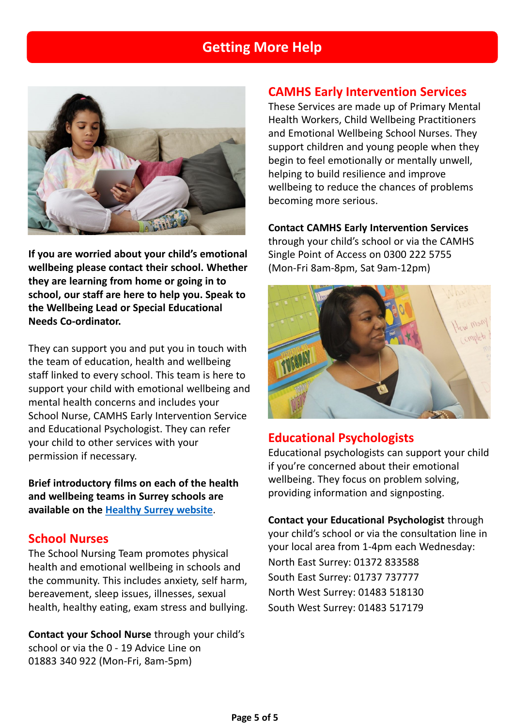# Getting More Help

**If you are worried about your child's emotional wellbeing please contact their school. Whether they are learning from home or going in to school, our staff are here to help you. Speak to the Wellbeing Lead or Special Educational Needs Co-ordinator.**

They can support you and put you in touch with the team of education, health and wellbeing staff linked to every school. This team is here to support your child with emotional wellbeing and mental health concerns and includes your School Nurse, CAMHS Early Intervention Service and Educational Psychologist. They can refer your child to other services with your permission if necessary.

**Brief introductory films on each of the health and wellbeing teams in Surrey schools are available on the [Healthy Surrey website](#).**

## School Nurses

The School Nursing Team promotes physical health and emotional wellbeing in schools and the community. This includes anxiety, self harm, bereavement, sleep issues, illnesses, sexual health, healthy eating, exam stress and bullying.

**Contact your School Nurse** through your child's school or via the 0 - 19 Advice Line on 01883 340 922 (Mon-Fri, 8am-5pm)

## CAMHS Early Intervention Services

These Services are made up of Primary Mental Health Workers, Child Wellbeing Practitioners and Emotional Wellbeing School Nurses. They support children and young people when they begin to feel emotionally or mentally unwell, helping to build resilience and improve wellbeing to reduce the chances of problems becoming more serious.

**Contact CAMHS Early Intervention Services** through your child's school or via the CAMHS Single Point of Access on 0300 222 5755 (Mon-Fri 8am-8pm, Sat 9am-12pm)

## Educational Psychologists

Educational psychologists can support your child if you're concerned about their emotional wellbeing. They focus on problem solving, providing information and signposting.

**Contact your Educational Psychologist** through your child's school or via the consultation line in your local area from 1-4pm each Wednesday:

North East Surrey: 01372 833588
South East Surrey: 01737 737777
North West Surrey: 01483 518130
South West Surrey: 01483 517179